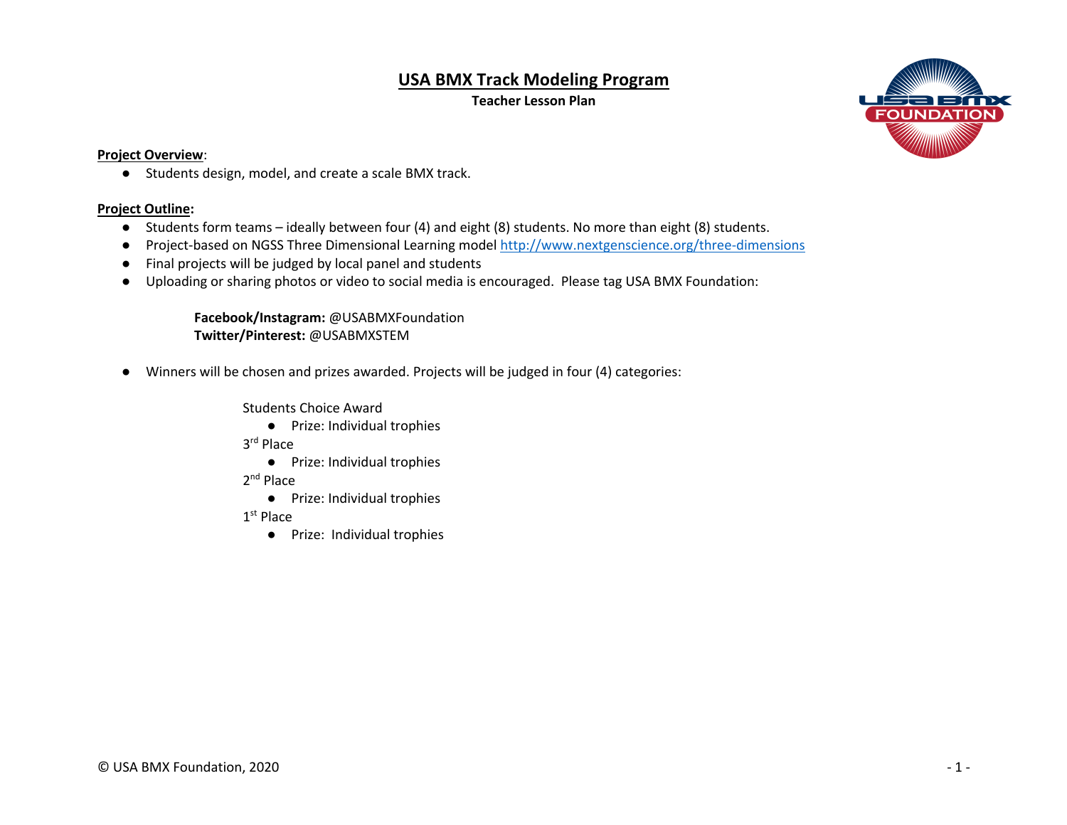# USA BMX Track Modeling Program

**Teacher Lesson Plan**

**Project Overview**:

- Students design, model, and create a scale BMX track.

**Project Outline:**

- Students form teams – ideally between four (4) and eight (8) students. No more than eight (8) students.
- Project-based on NGSS Three Dimensional Learning model http://www.nextgenscience.org/three-dimensions
- Final projects will be judged by local panel and students
- Uploading or sharing photos or video to social media is encouraged. Please tag USA BMX Foundation:

  **Facebook/Instagram:** @USABMXFoundation
  **Twitter/Pinterest:** @USABMXSTEM

- Winners will be chosen and prizes awarded. Projects will be judged in four (4) categories:

  Students Choice Award
  - Prize: Individual trophies

  3rd Place
  - Prize: Individual trophies

  2nd Place
  - Prize: Individual trophies

  1st Place
  - Prize: Individual trophies

© USA BMX Foundation, 2020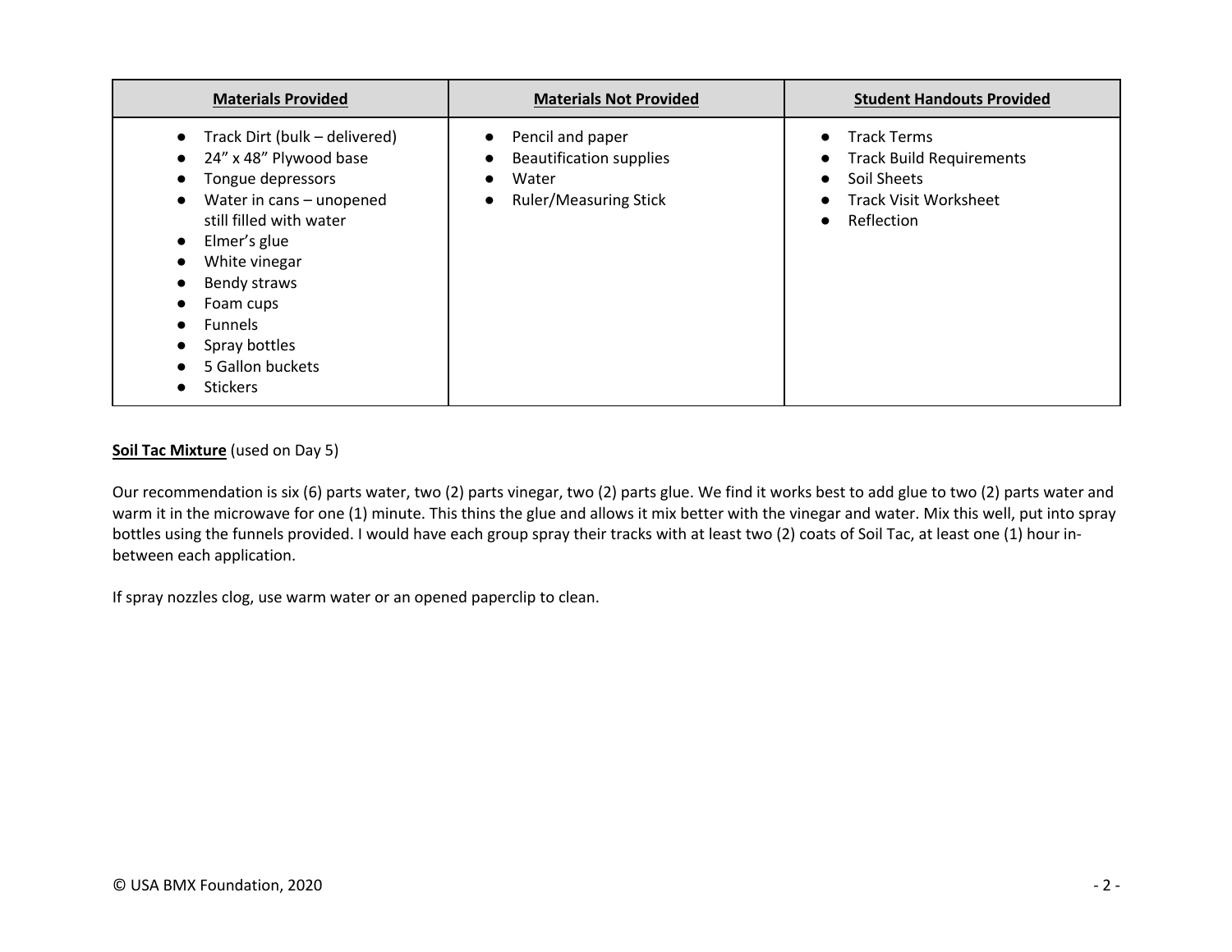| **Materials Provided** | **Materials Not Provided** | **Student Handouts Provided** |
|---|---|---|
| ● Track Dirt (bulk – delivered)<br>● 24" x 48" Plywood base<br>● Tongue depressors<br>● Water in cans – unopened still filled with water<br>● Elmer's glue<br>● White vinegar<br>● Bendy straws<br>● Foam cups<br>● Funnels<br>● Spray bottles<br>● 5 Gallon buckets<br>● Stickers | ● Pencil and paper<br>● Beautification supplies<br>● Water<br>● Ruler/Measuring Stick | ● Track Terms<br>● Track Build Requirements<br>● Soil Sheets<br>● Track Visit Worksheet<br>● Reflection |

**Soil Tac Mixture** (used on Day 5)

Our recommendation is six (6) parts water, two (2) parts vinegar, two (2) parts glue. We find it works best to add glue to two (2) parts water and warm it in the microwave for one (1) minute. This thins the glue and allows it mix better with the vinegar and water. Mix this well, put into spray bottles using the funnels provided. I would have each group spray their tracks with at least two (2) coats of Soil Tac, at least one (1) hour in-between each application.

If spray nozzles clog, use warm water or an opened paperclip to clean.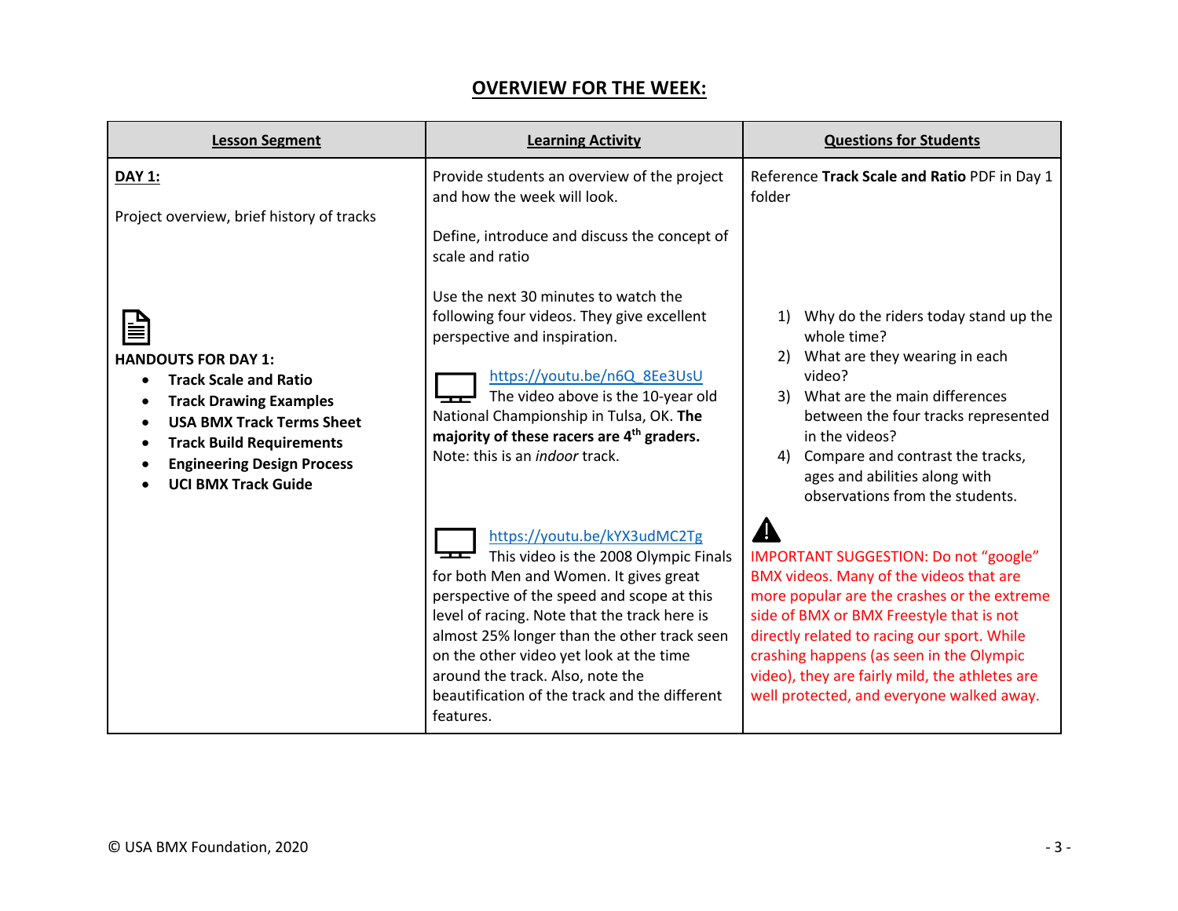## OVERVIEW FOR THE WEEK:

| Lesson Segment | Learning Activity | Questions for Students |
|---|---|---|
| **DAY 1:**<br><br>Project overview, brief history of tracks<br><br>**HANDOUTS FOR DAY 1:**<br>• **Track Scale and Ratio**<br>• **Track Drawing Examples**<br>• **USA BMX Track Terms Sheet**<br>• **Track Build Requirements**<br>• **Engineering Design Process**<br>• **UCI BMX Track Guide** | Provide students an overview of the project and how the week will look.<br><br>Define, introduce and discuss the concept of scale and ratio<br><br>Use the next 30 minutes to watch the following four videos. They give excellent perspective and inspiration.<br><br>https://youtu.be/n6Q_8Ee3UsU The video above is the 10-year old National Championship in Tulsa, OK. **The majority of these racers are 4th graders.** Note: this is an *indoor* track.<br><br>https://youtu.be/kYX3udMC2Tg This video is the 2008 Olympic Finals for both Men and Women. It gives great perspective of the speed and scope at this level of racing. Note that the track here is almost 25% longer than the other track seen on the other video yet look at the time around the track. Also, note the beautification of the track and the different features. | Reference **Track Scale and Ratio** PDF in Day 1 folder<br><br>1) Why do the riders today stand up the whole time?<br>2) What are they wearing in each video?<br>3) What are the main differences between the four tracks represented in the videos?<br>4) Compare and contrast the tracks, ages and abilities along with observations from the students.<br><br>IMPORTANT SUGGESTION: Do not "google" BMX videos. Many of the videos that are more popular are the crashes or the extreme side of BMX or BMX Freestyle that is not directly related to racing our sport. While crashing happens (as seen in the Olympic video), they are fairly mild, the athletes are well protected, and everyone walked away. |

© USA BMX Foundation, 2020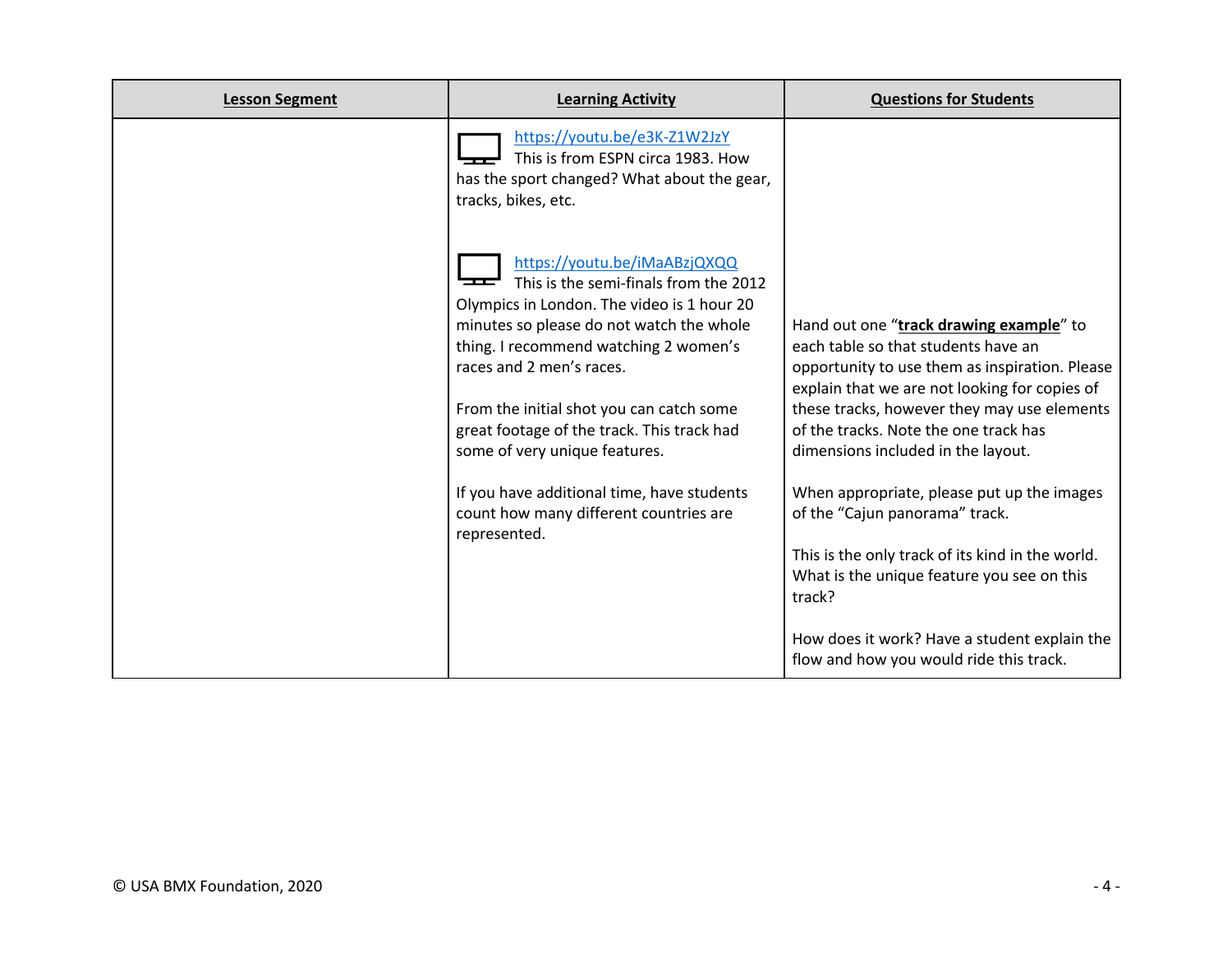| Lesson Segment | Learning Activity | Questions for Students |
|---|---|---|
| | https://youtu.be/e3K-Z1W2JzY This is from ESPN circa 1983. How has the sport changed? What about the gear, tracks, bikes, etc.<br><br>https://youtu.be/iMaABzjQXQQ This is the semi-finals from the 2012 Olympics in London. The video is 1 hour 20 minutes so please do not watch the whole thing. I recommend watching 2 women's races and 2 men's races.<br><br>From the initial shot you can catch some great footage of the track. This track had some of very unique features.<br><br>If you have additional time, have students count how many different countries are represented. | Hand out one "**track drawing example**" to each table so that students have an opportunity to use them as inspiration. Please explain that we are not looking for copies of these tracks, however they may use elements of the tracks. Note the one track has dimensions included in the layout.<br><br>When appropriate, please put up the images of the "Cajun panorama" track.<br><br>This is the only track of its kind in the world. What is the unique feature you see on this track?<br><br>How does it work? Have a student explain the flow and how you would ride this track. |

© USA BMX Foundation, 2020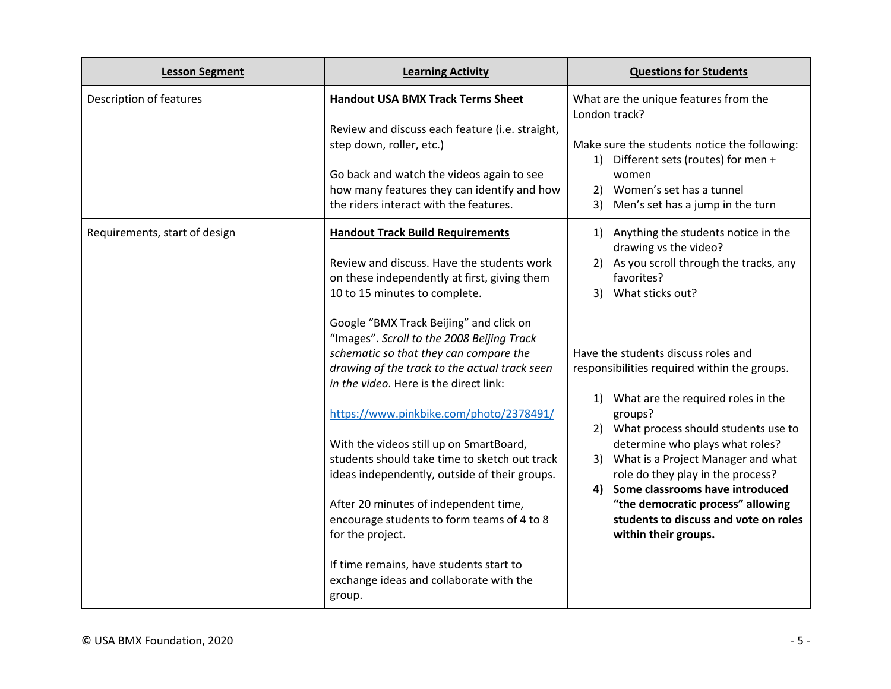| **Lesson Segment** | **Learning Activity** | **Questions for Students** |
|---|---|---|
| Description of features | **Handout USA BMX Track Terms Sheet**<br><br>Review and discuss each feature (i.e. straight, step down, roller, etc.)<br><br>Go back and watch the videos again to see how many features they can identify and how the riders interact with the features. | What are the unique features from the London track?<br><br>Make sure the students notice the following:<br>1) Different sets (routes) for men + women<br>2) Women's set has a tunnel<br>3) Men's set has a jump in the turn |
| Requirements, start of design | **Handout Track Build Requirements**<br><br>Review and discuss. Have the students work on these independently at first, giving them 10 to 15 minutes to complete.<br><br>Google "BMX Track Beijing" and click on "Images". *Scroll to the 2008 Beijing Track schematic so that they can compare the drawing of the track to the actual track seen in the video*. Here is the direct link:<br><br>https://www.pinkbike.com/photo/2378491/<br><br>With the videos still up on SmartBoard, students should take time to sketch out track ideas independently, outside of their groups.<br><br>After 20 minutes of independent time, encourage students to form teams of 4 to 8 for the project.<br><br>If time remains, have students start to exchange ideas and collaborate with the group. | 1) Anything the students notice in the drawing vs the video?<br>2) As you scroll through the tracks, any favorites?<br>3) What sticks out?<br><br>Have the students discuss roles and responsibilities required within the groups.<br><br>1) What are the required roles in the groups?<br>2) What process should students use to determine who plays what roles?<br>3) What is a Project Manager and what role do they play in the process?<br>**4) Some classrooms have introduced "the democratic process" allowing students to discuss and vote on roles within their groups.** |

© USA BMX Foundation, 2020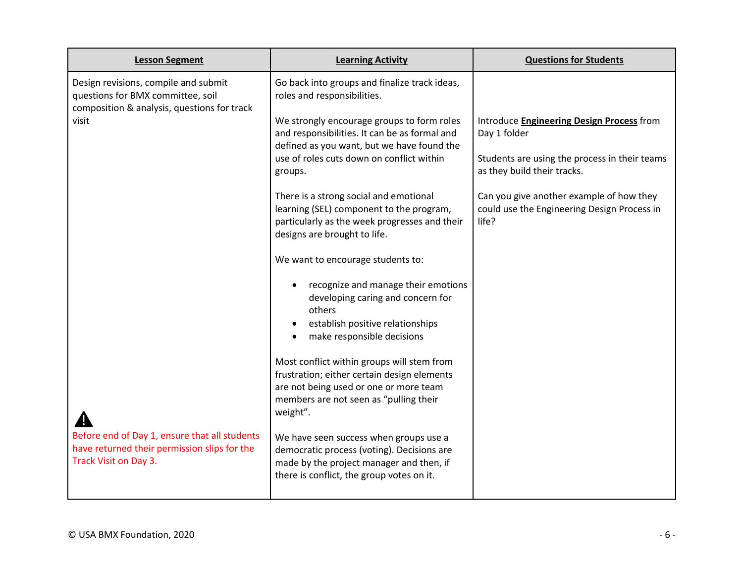| Lesson Segment | Learning Activity | Questions for Students |
| --- | --- | --- |
| Design revisions, compile and submit questions for BMX committee, soil composition & analysis, questions for track visit<br><br>⚠<br>Before end of Day 1, ensure that all students have returned their permission slips for the Track Visit on Day 3. | Go back into groups and finalize track ideas, roles and responsibilities.<br><br>We strongly encourage groups to form roles and responsibilities. It can be as formal and defined as you want, but we have found the use of roles cuts down on conflict within groups.<br><br>There is a strong social and emotional learning (SEL) component to the program, particularly as the week progresses and their designs are brought to life.<br><br>We want to encourage students to:<br><br>• recognize and manage their emotions developing caring and concern for others<br>• establish positive relationships<br>• make responsible decisions<br><br>Most conflict within groups will stem from frustration; either certain design elements are not being used or one or more team members are not seen as "pulling their weight".<br><br>We have seen success when groups use a democratic process (voting). Decisions are made by the project manager and then, if there is conflict, the group votes on it. | Introduce **Engineering Design Process** from Day 1 folder<br><br>Students are using the process in their teams as they build their tracks.<br><br>Can you give another example of how they could use the Engineering Design Process in life? |

© USA BMX Foundation, 2020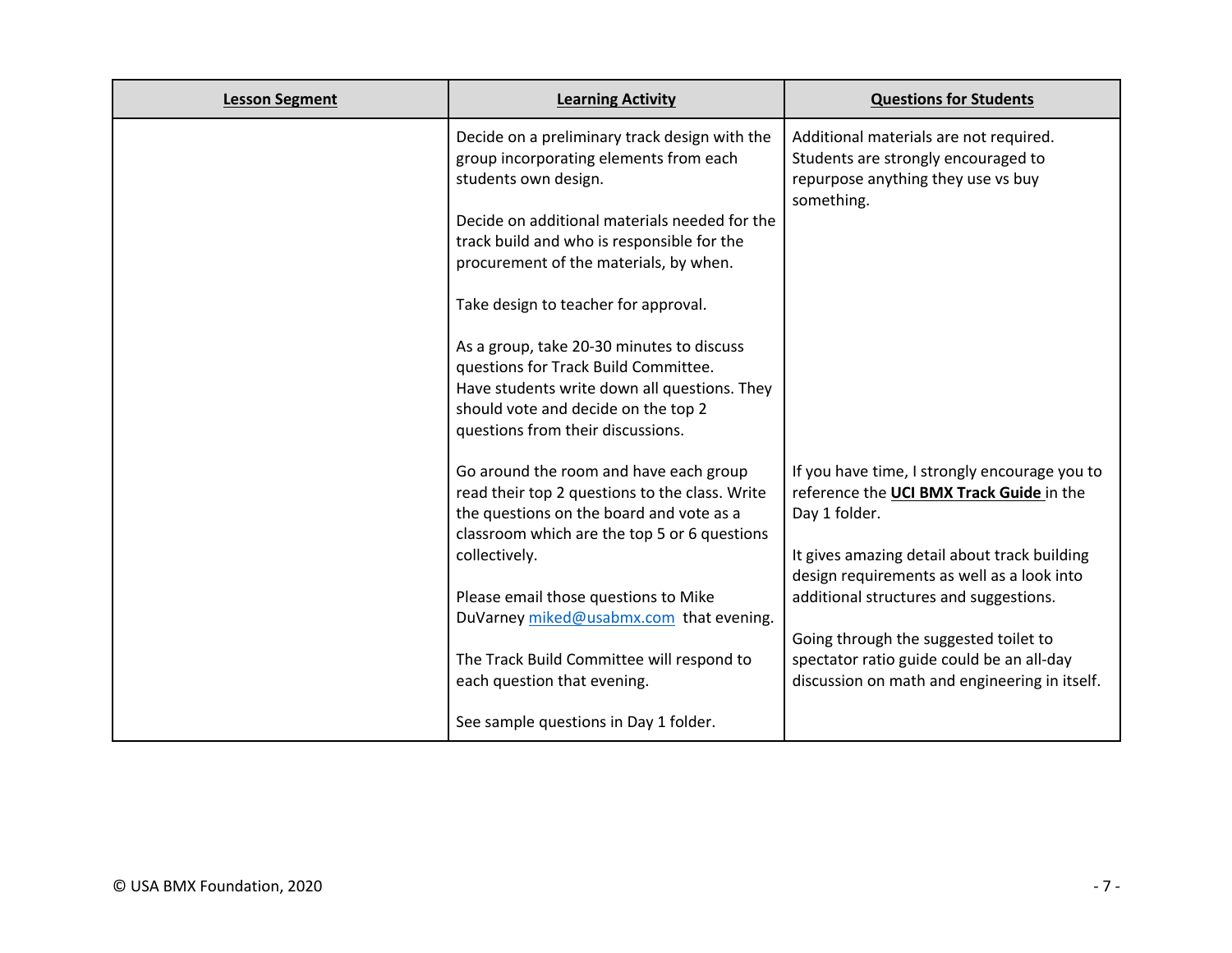| Lesson Segment | Learning Activity | Questions for Students |
| --- | --- | --- |
| | Decide on a preliminary track design with the group incorporating elements from each students own design.<br><br>Decide on additional materials needed for the track build and who is responsible for the procurement of the materials, by when.<br><br>Take design to teacher for approval.<br><br>As a group, take 20-30 minutes to discuss questions for Track Build Committee. Have students write down all questions. They should vote and decide on the top 2 questions from their discussions. | Additional materials are not required. Students are strongly encouraged to repurpose anything they use vs buy something. |
| | Go around the room and have each group read their top 2 questions to the class. Write the questions on the board and vote as a classroom which are the top 5 or 6 questions collectively.<br><br>Please email those questions to Mike DuVarney miked@usabmx.com that evening.<br><br>The Track Build Committee will respond to each question that evening.<br><br>See sample questions in Day 1 folder. | If you have time, I strongly encourage you to reference the **UCI BMX Track Guide** in the Day 1 folder.<br><br>It gives amazing detail about track building design requirements as well as a look into additional structures and suggestions.<br><br>Going through the suggested toilet to spectator ratio guide could be an all-day discussion on math and engineering in itself. |

© USA BMX Foundation, 2020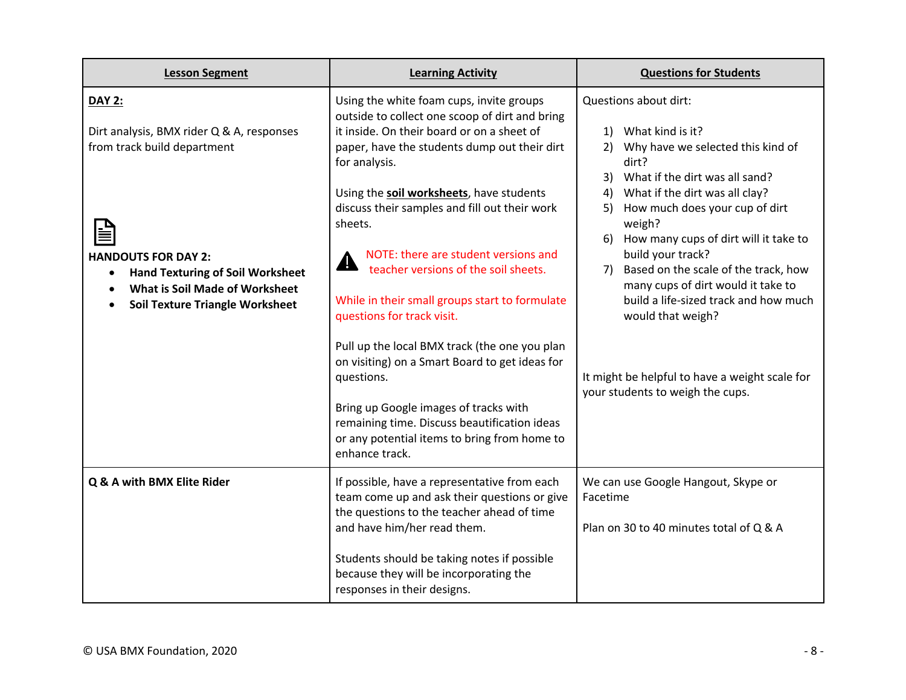| **Lesson Segment** | **Learning Activity** | **Questions for Students** |
| --- | --- | --- |
| **DAY 2:**<br><br>Dirt analysis, BMX rider Q & A, responses from track build department<br><br>**HANDOUTS FOR DAY 2:**<br>• **Hand Texturing of Soil Worksheet**<br>• **What is Soil Made of Worksheet**<br>• **Soil Texture Triangle Worksheet** | Using the white foam cups, invite groups outside to collect one scoop of dirt and bring it inside. On their board or on a sheet of paper, have the students dump out their dirt for analysis.<br><br>Using the **soil worksheets**, have students discuss their samples and fill out their work sheets.<br><br>NOTE: there are student versions and teacher versions of the soil sheets.<br><br>While in their small groups start to formulate questions for track visit.<br><br>Pull up the local BMX track (the one you plan on visiting) on a Smart Board to get ideas for questions.<br><br>Bring up Google images of tracks with remaining time. Discuss beautification ideas or any potential items to bring from home to enhance track. | Questions about dirt:<br><br>1) What kind is it?<br>2) Why have we selected this kind of dirt?<br>3) What if the dirt was all sand?<br>4) What if the dirt was all clay?<br>5) How much does your cup of dirt weigh?<br>6) How many cups of dirt will it take to build your track?<br>7) Based on the scale of the track, how many cups of dirt would it take to build a life-sized track and how much would that weigh?<br><br>It might be helpful to have a weight scale for your students to weigh the cups. |
| **Q & A with BMX Elite Rider** | If possible, have a representative from each team come up and ask their questions or give the questions to the teacher ahead of time and have him/her read them.<br><br>Students should be taking notes if possible because they will be incorporating the responses in their designs. | We can use Google Hangout, Skype or Facetime<br><br>Plan on 30 to 40 minutes total of Q & A |

© USA BMX Foundation, 2020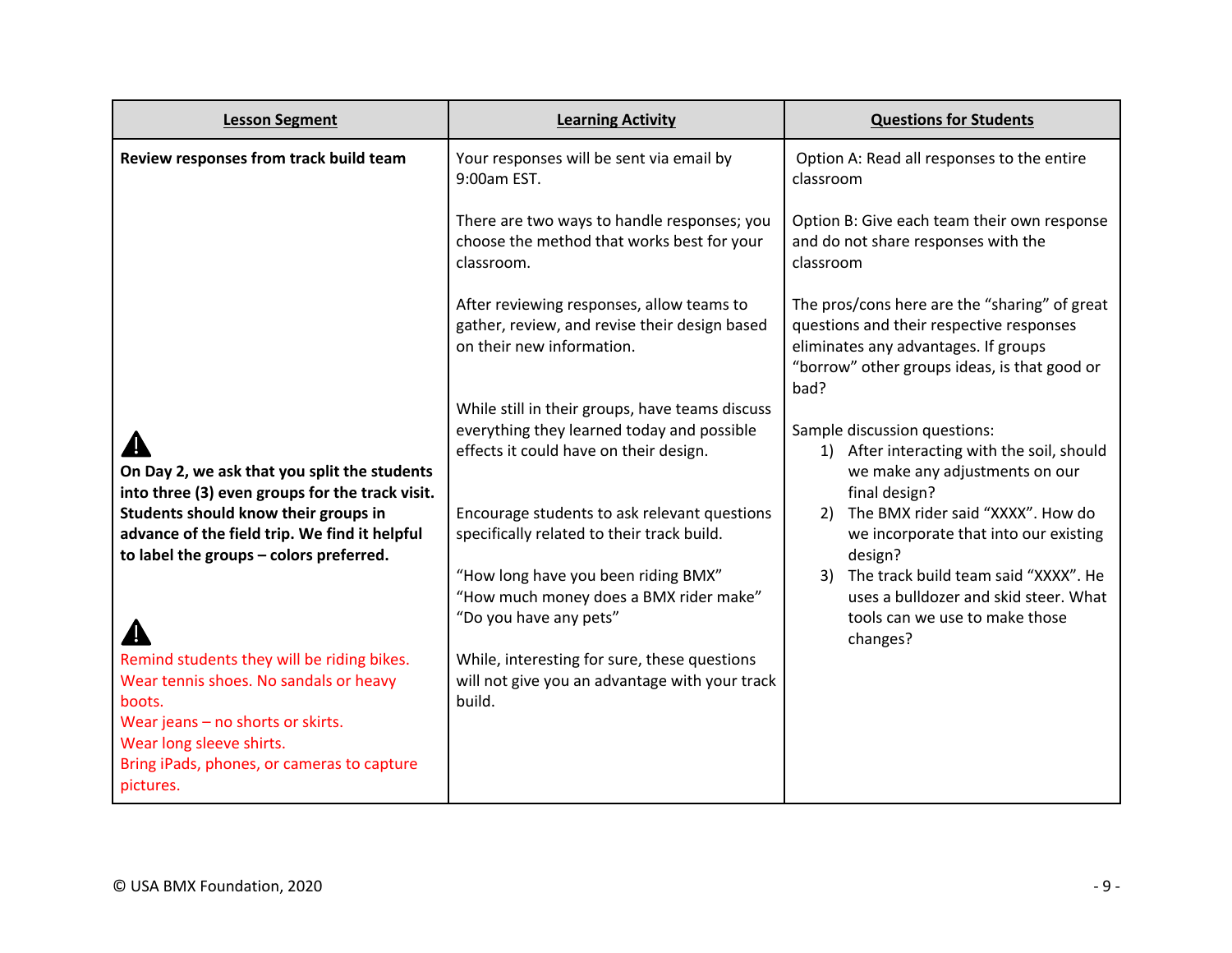| Lesson Segment | Learning Activity | Questions for Students |
|---|---|---|
| **Review responses from track build team**<br><br>⚠<br>**On Day 2, we ask that you split the students into three (3) even groups for the track visit. Students should know their groups in advance of the field trip. We find it helpful to label the groups – colors preferred.**<br><br>⚠<br>Remind students they will be riding bikes.<br>Wear tennis shoes. No sandals or heavy boots.<br>Wear jeans – no shorts or skirts.<br>Wear long sleeve shirts.<br>Bring iPads, phones, or cameras to capture pictures. | Your responses will be sent via email by 9:00am EST.<br><br>There are two ways to handle responses; you choose the method that works best for your classroom.<br><br>After reviewing responses, allow teams to gather, review, and revise their design based on their new information.<br><br>While still in their groups, have teams discuss everything they learned today and possible effects it could have on their design.<br><br>Encourage students to ask relevant questions specifically related to their track build.<br><br>"How long have you been riding BMX"<br>"How much money does a BMX rider make"<br>"Do you have any pets"<br><br>While, interesting for sure, these questions will not give you an advantage with your track build. | Option A: Read all responses to the entire classroom<br><br>Option B: Give each team their own response and do not share responses with the classroom<br><br>The pros/cons here are the "sharing" of great questions and their respective responses eliminates any advantages. If groups "borrow" other groups ideas, is that good or bad?<br><br>Sample discussion questions:<br>1) After interacting with the soil, should we make any adjustments on our final design?<br>2) The BMX rider said "XXXX". How do we incorporate that into our existing design?<br>3) The track build team said "XXXX". He uses a bulldozer and skid steer. What tools can we use to make those changes? |

© USA BMX Foundation, 2020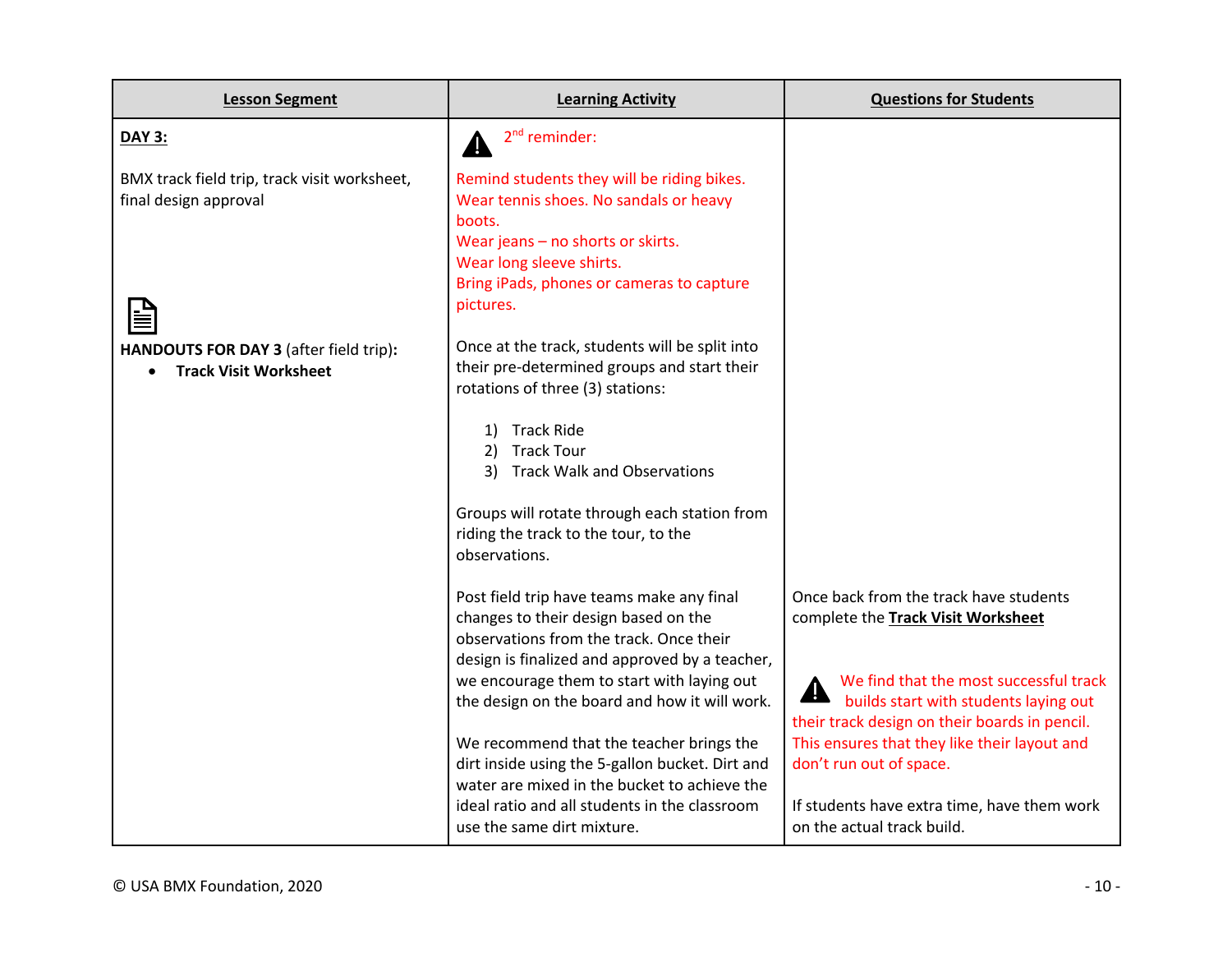| **Lesson Segment** | **Learning Activity** | **Questions for Students** |
| --- | --- | --- |
| **DAY 3:**<br><br>BMX track field trip, track visit worksheet, final design approval<br><br>**HANDOUTS FOR DAY 3** (after field trip)**:**<br>• **Track Visit Worksheet** | ⚠ 2nd reminder:<br><br>Remind students they will be riding bikes. Wear tennis shoes. No sandals or heavy boots.<br>Wear jeans – no shorts or skirts.<br>Wear long sleeve shirts.<br>Bring iPads, phones or cameras to capture pictures.<br><br>Once at the track, students will be split into their pre-determined groups and start their rotations of three (3) stations:<br><br>1) Track Ride<br>2) Track Tour<br>3) Track Walk and Observations<br><br>Groups will rotate through each station from riding the track to the tour, to the observations.<br><br>Post field trip have teams make any final changes to their design based on the observations from the track. Once their design is finalized and approved by a teacher, we encourage them to start with laying out the design on the board and how it will work.<br><br>We recommend that the teacher brings the dirt inside using the 5-gallon bucket. Dirt and water are mixed in the bucket to achieve the ideal ratio and all students in the classroom use the same dirt mixture. | Once back from the track have students complete the **Track Visit Worksheet**<br><br>⚠ We find that the most successful track builds start with students laying out their track design on their boards in pencil. This ensures that they like their layout and don't run out of space.<br><br>If students have extra time, have them work on the actual track build. |

© USA BMX Foundation, 2020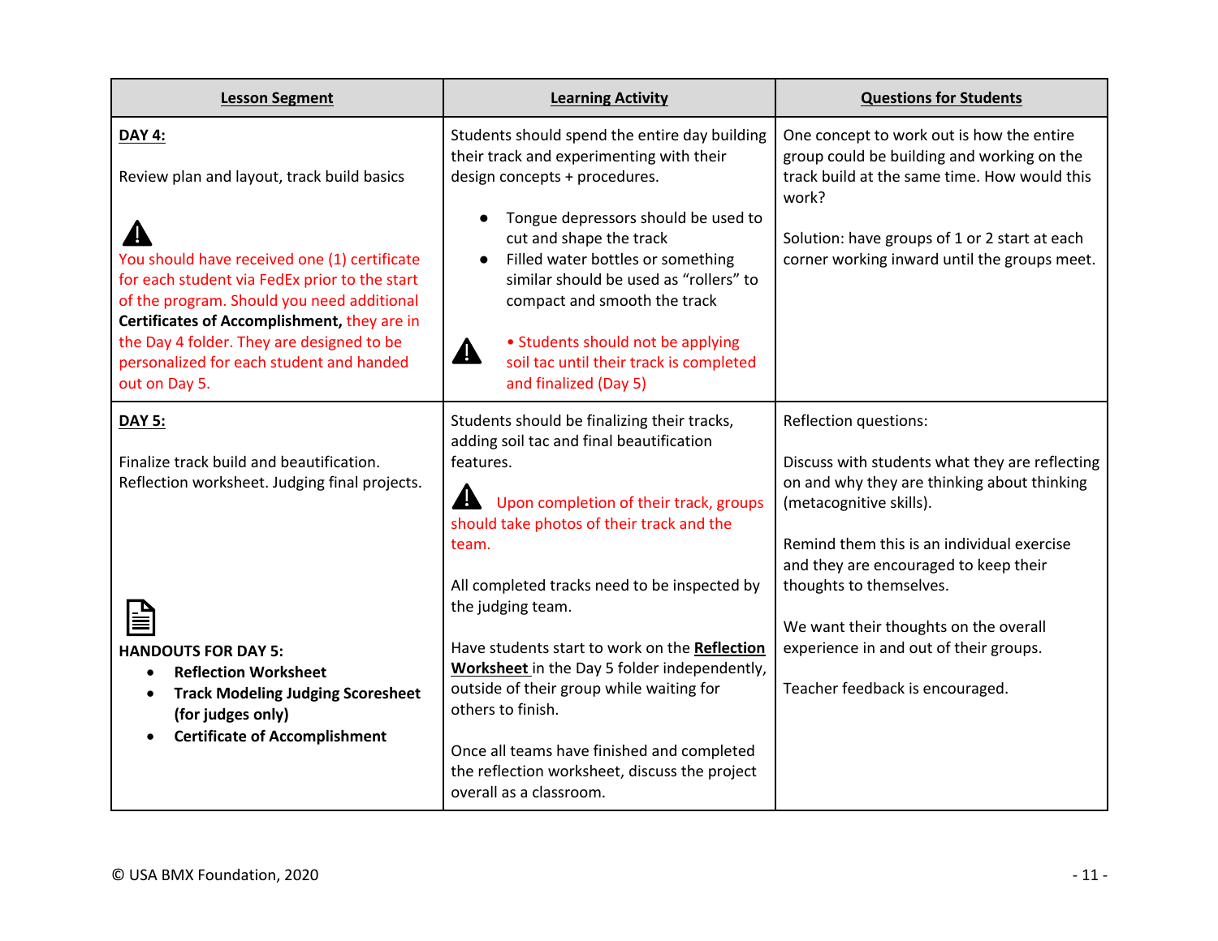| Lesson Segment | Learning Activity | Questions for Students |
| --- | --- | --- |
| **DAY 4:**<br><br>Review plan and layout, track build basics<br><br>⚠<br>You should have received one (1) certificate for each student via FedEx prior to the start of the program. Should you need additional **Certificates of Accomplishment,** they are in the Day 4 folder. They are designed to be personalized for each student and handed out on Day 5. | Students should spend the entire day building their track and experimenting with their design concepts + procedures.<br><br>• Tongue depressors should be used to cut and shape the track<br>• Filled water bottles or something similar should be used as "rollers" to compact and smooth the track<br><br>⚠ • Students should not be applying soil tac until their track is completed and finalized (Day 5) | One concept to work out is how the entire group could be building and working on the track build at the same time. How would this work?<br><br>Solution: have groups of 1 or 2 start at each corner working inward until the groups meet. |
| **DAY 5:**<br><br>Finalize track build and beautification. Reflection worksheet. Judging final projects.<br><br>**HANDOUTS FOR DAY 5:**<br>• **Reflection Worksheet**<br>• **Track Modeling Judging Scoresheet (for judges only)**<br>• **Certificate of Accomplishment** | Students should be finalizing their tracks, adding soil tac and final beautification features.<br><br>⚠ Upon completion of their track, groups should take photos of their track and the team.<br><br>All completed tracks need to be inspected by the judging team.<br><br>Have students start to work on the **Reflection Worksheet** in the Day 5 folder independently, outside of their group while waiting for others to finish.<br><br>Once all teams have finished and completed the reflection worksheet, discuss the project overall as a classroom. | Reflection questions:<br><br>Discuss with students what they are reflecting on and why they are thinking about thinking (metacognitive skills).<br><br>Remind them this is an individual exercise and they are encouraged to keep their thoughts to themselves.<br><br>We want their thoughts on the overall experience in and out of their groups.<br><br>Teacher feedback is encouraged. |

© USA BMX Foundation, 2020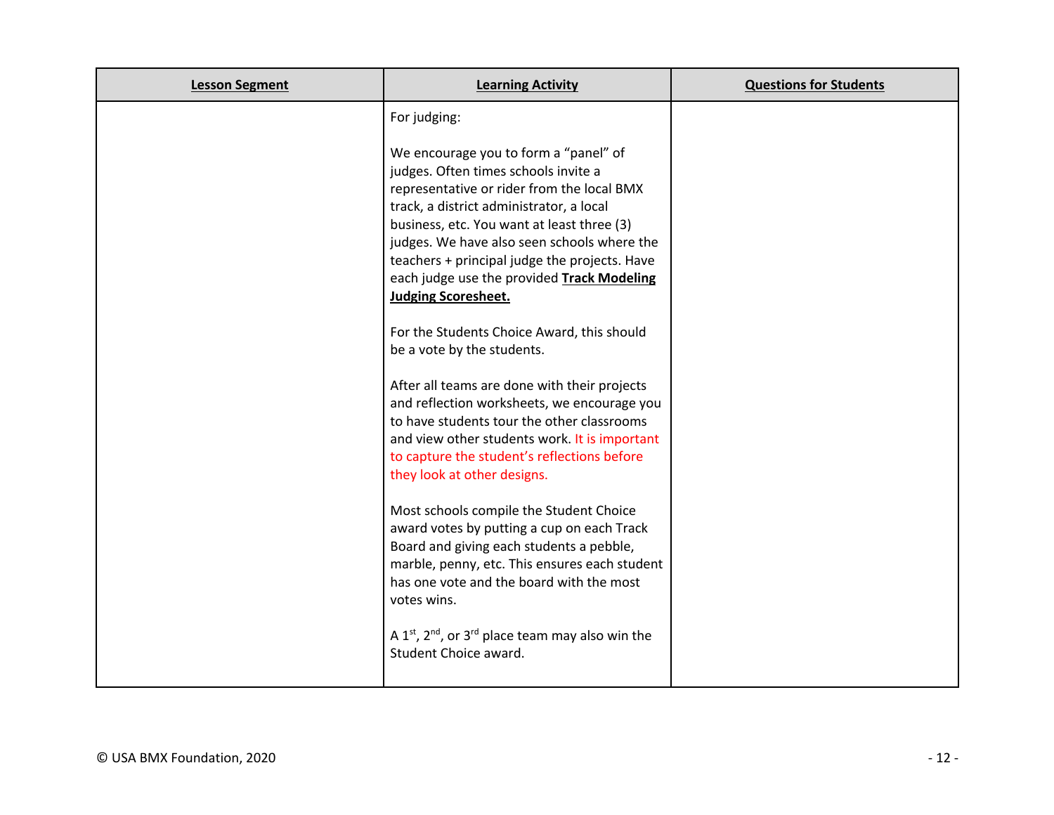| Lesson Segment | Learning Activity | Questions for Students |
| --- | --- | --- |
| | For judging:<br><br>We encourage you to form a “panel” of judges. Often times schools invite a representative or rider from the local BMX track, a district administrator, a local business, etc. You want at least three (3) judges. We have also seen schools where the teachers + principal judge the projects. Have each judge use the provided **Track Modeling Judging Scoresheet.**<br><br>For the Students Choice Award, this should be a vote by the students.<br><br>After all teams are done with their projects and reflection worksheets, we encourage you to have students tour the other classrooms and view other students work. It is important to capture the student’s reflections before they look at other designs.<br><br>Most schools compile the Student Choice award votes by putting a cup on each Track Board and giving each students a pebble, marble, penny, etc. This ensures each student has one vote and the board with the most votes wins.<br><br>A 1st, 2nd, or 3rd place team may also win the Student Choice award. | |

© USA BMX Foundation, 2020